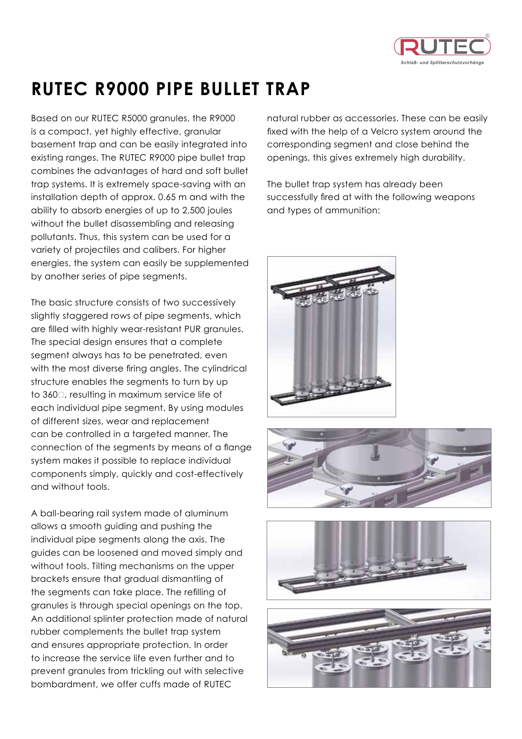# RUTEC R9000 PIPE BULLET TRAP

Based on our RUTEC R5000 granules, the R9000 is a compact, yet highly effective, granular basement trap and can be easily integrated into existing ranges. The RUTEC R9000 pipe bullet trap combines the advantages of hard and soft bullet trap systems. It is extremely space-saving with an installation depth of approx. 0.65 m and with the ability to absorb energies of up to 2,500 joules without the bullet disassembling and releasing pollutants. Thus, this system can be used for a variety of projectiles and calibers. For higher energies, the system can easily be supplemented by another series of pipe segments.

The basic structure consists of two successively slightly staggered rows of pipe segments, which are filled with highly wear-resistant PUR granules. The special design ensures that a complete segment always has to be penetrated, even with the most diverse firing angles. The cylindrical structure enables the segments to turn by up to 360°, resulting in maximum service life of each individual pipe segment. By using modules of different sizes, wear and replacement can be controlled in a targeted manner. The connection of the segments by means of a flange system makes it possible to replace individual components simply, quickly and cost-effectively and without tools.

A ball-bearing rail system made of aluminum allows a smooth guiding and pushing the individual pipe segments along the axis. The guides can be loosened and moved simply and without tools. Tilting mechanisms on the upper brackets ensure that gradual dismantling of the segments can take place. The refilling of granules is through special openings on the top. An additional splinter protection made of natural rubber complements the bullet trap system and ensures appropriate protection. In order to increase the service life even further and to prevent granules from trickling out with selective bombardment, we offer cuffs made of RUTEC natural rubber as accessories. These can be easily fixed with the help of a Velcro system around the corresponding segment and close behind the openings, this gives extremely high durability.

The bullet trap system has already been successfully fired at with the following weapons and types of ammunition: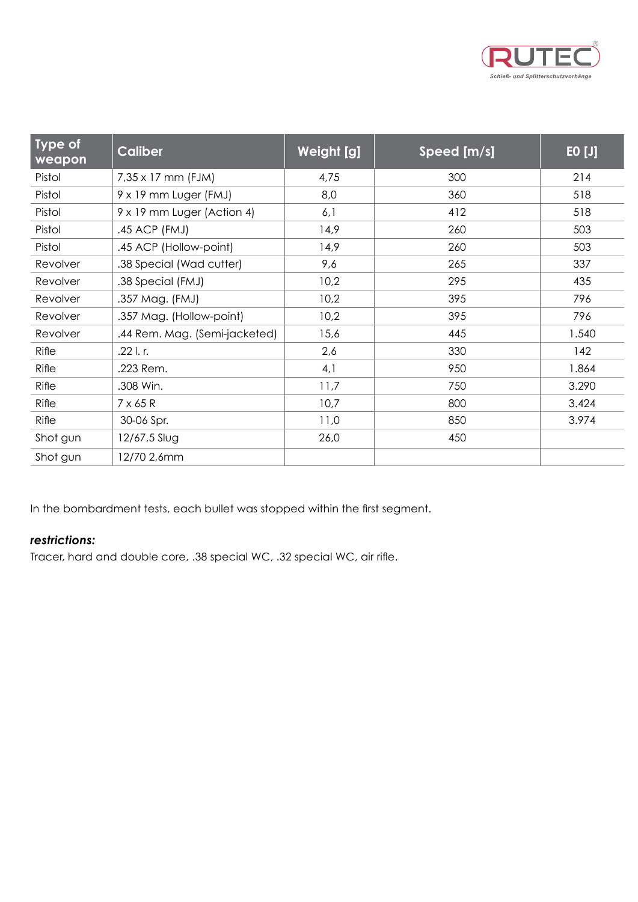| Type of weapon | Caliber | Weight [g] | Speed [m/s] | E0 [J] |
|---|---|---|---|---|
| Pistol | 7,35 x 17 mm (FJM) | 4,75 | 300 | 214 |
| Pistol | 9 x 19 mm Luger (FMJ) | 8,0 | 360 | 518 |
| Pistol | 9 x 19 mm Luger (Action 4) | 6,1 | 412 | 518 |
| Pistol | .45 ACP (FMJ) | 14,9 | 260 | 503 |
| Pistol | .45 ACP (Hollow-point) | 14,9 | 260 | 503 |
| Revolver | .38 Special (Wad cutter) | 9,6 | 265 | 337 |
| Revolver | .38 Special (FMJ) | 10,2 | 295 | 435 |
| Revolver | .357 Mag. (FMJ) | 10,2 | 395 | 796 |
| Revolver | .357 Mag. (Hollow-point) | 10,2 | 395 | 796 |
| Revolver | .44 Rem. Mag. (Semi-jacketed) | 15,6 | 445 | 1.540 |
| Rifle | .22 l. r. | 2,6 | 330 | 142 |
| Rifle | .223 Rem. | 4,1 | 950 | 1.864 |
| Rifle | .308 Win. | 11,7 | 750 | 3.290 |
| Rifle | 7 x 65 R | 10,7 | 800 | 3.424 |
| Rifle | 30-06 Spr. | 11,0 | 850 | 3.974 |
| Shot gun | 12/67,5 Slug | 26,0 | 450 | |
| Shot gun | 12/70 2,6mm | | | |

In the bombardment tests, each bullet was stopped within the first segment.

***restrictions:***

Tracer, hard and double core, .38 special WC, .32 special WC, air rifle.